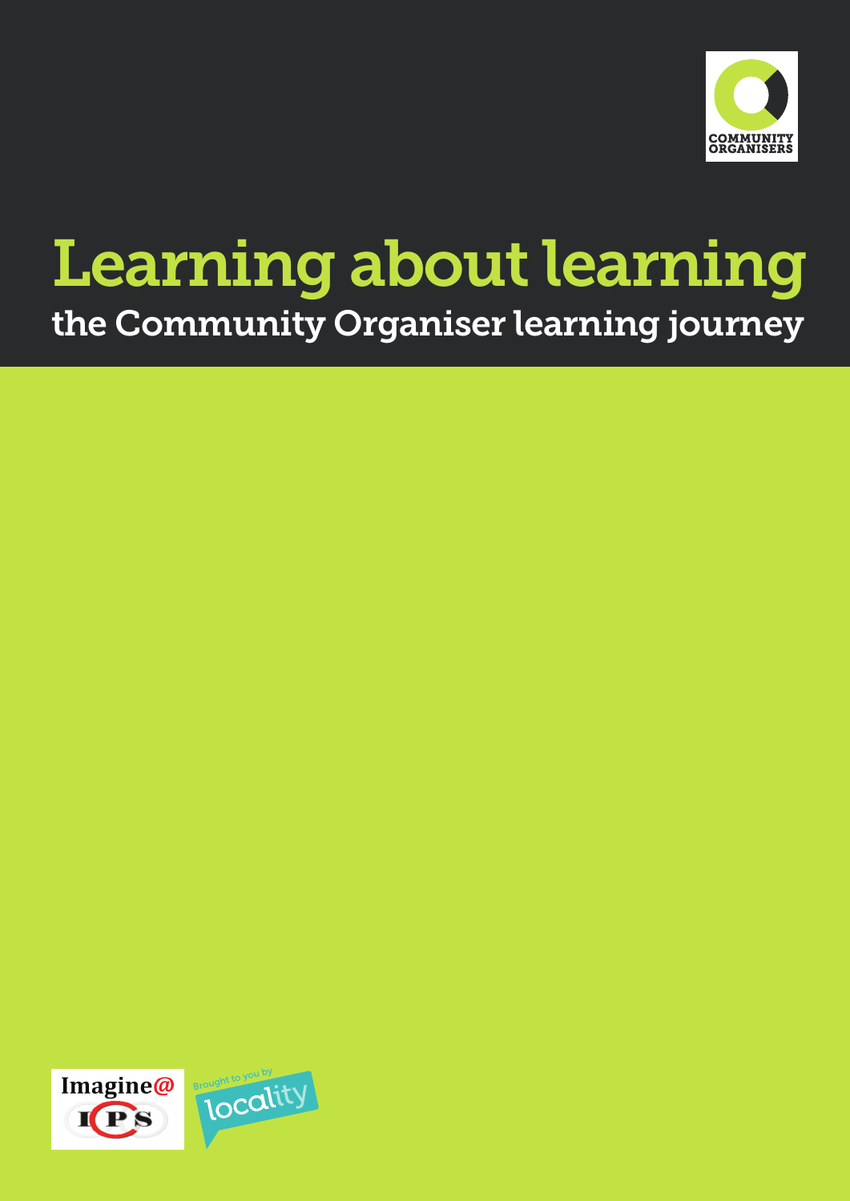COMMUNITY ORGANISERS

# Learning about learning

## the Community Organiser learning journey

Imagine@ ICPS

Brought to you by locality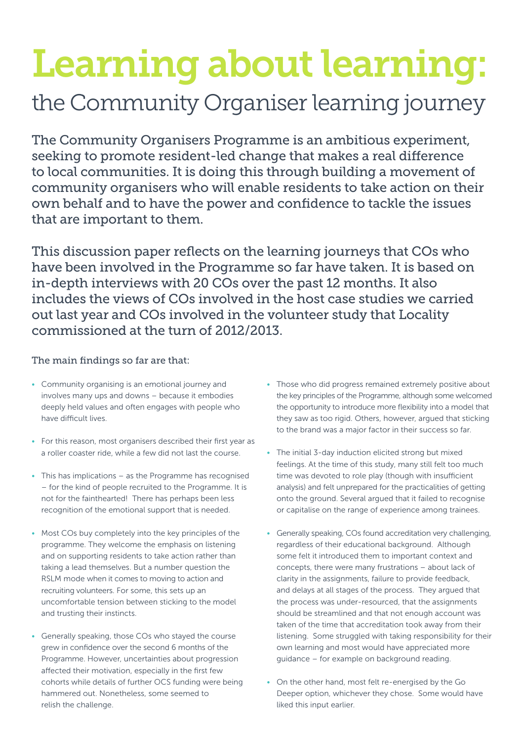# Learning about learning:

## the Community Organiser learning journey

The Community Organisers Programme is an ambitious experiment, seeking to promote resident-led change that makes a real difference to local communities. It is doing this through building a movement of community organisers who will enable residents to take action on their own behalf and to have the power and confidence to tackle the issues that are important to them.

This discussion paper reflects on the learning journeys that COs who have been involved in the Programme so far have taken. It is based on in-depth interviews with 20 COs over the past 12 months. It also includes the views of COs involved in the host case studies we carried out last year and COs involved in the volunteer study that Locality commissioned at the turn of 2012/2013.

The main findings so far are that:

- Community organising is an emotional journey and involves many ups and downs – because it embodies deeply held values and often engages with people who have difficult lives.
- For this reason, most organisers described their first year as a roller coaster ride, while a few did not last the course.
- This has implications – as the Programme has recognised – for the kind of people recruited to the Programme. It is not for the fainthearted! There has perhaps been less recognition of the emotional support that is needed.
- Most COs buy completely into the key principles of the programme. They welcome the emphasis on listening and on supporting residents to take action rather than taking a lead themselves. But a number question the RSLM mode when it comes to moving to action and recruiting volunteers. For some, this sets up an uncomfortable tension between sticking to the model and trusting their instincts.
- Generally speaking, those COs who stayed the course grew in confidence over the second 6 months of the Programme. However, uncertainties about progression affected their motivation, especially in the first few cohorts while details of further OCS funding were being hammered out. Nonetheless, some seemed to relish the challenge.
- Those who did progress remained extremely positive about the key principles of the Programme, although some welcomed the opportunity to introduce more flexibility into a model that they saw as too rigid. Others, however, argued that sticking to the brand was a major factor in their success so far.
- The initial 3-day induction elicited strong but mixed feelings. At the time of this study, many still felt too much time was devoted to role play (though with insufficient analysis) and felt unprepared for the practicalities of getting onto the ground. Several argued that it failed to recognise or capitalise on the range of experience among trainees.
- Generally speaking, COs found accreditation very challenging, regardless of their educational background. Although some felt it introduced them to important context and concepts, there were many frustrations – about lack of clarity in the assignments, failure to provide feedback, and delays at all stages of the process. They argued that the process was under-resourced, that the assignments should be streamlined and that not enough account was taken of the time that accreditation took away from their listening. Some struggled with taking responsibility for their own learning and most would have appreciated more guidance – for example on background reading.
- On the other hand, most felt re-energised by the Go Deeper option, whichever they chose. Some would have liked this input earlier.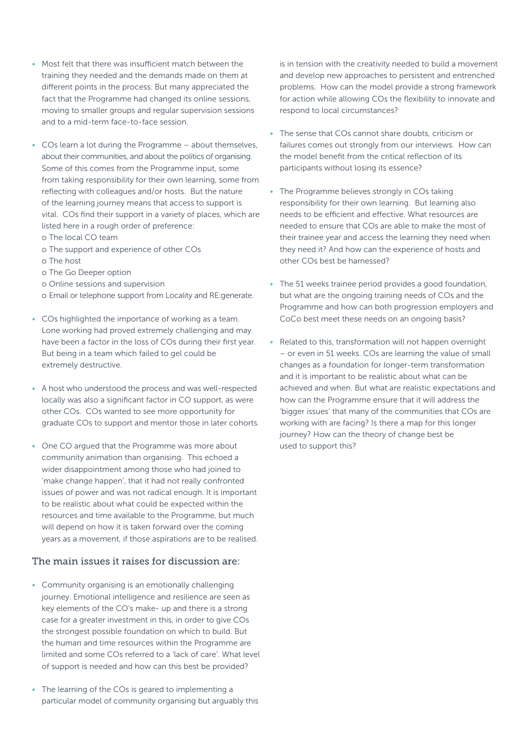- Most felt that there was insufficient match between the training they needed and the demands made on them at different points in the process. But many appreciated the fact that the Programme had changed its online sessions, moving to smaller groups and regular supervision sessions and to a mid-term face-to-face session.

- COs learn a lot during the Programme – about themselves, about their communities, and about the politics of organising. Some of this comes from the Programme input, some from taking responsibility for their own learning, some from reflecting with colleagues and/or hosts. But the nature of the learning journey means that access to support is vital. COs find their support in a variety of places, which are listed here in a rough order of preference:
  - The local CO team
  - The support and experience of other COs
  - The host
  - The Go Deeper option
  - Online sessions and supervision
  - Email or telephone support from Locality and RE:generate.

- COs highlighted the importance of working as a team. Lone working had proved extremely challenging and may have been a factor in the loss of COs during their first year. But being in a team which failed to gel could be extremely destructive.

- A host who understood the process and was well-respected locally was also a significant factor in CO support, as were other COs. COs wanted to see more opportunity for graduate COs to support and mentor those in later cohorts.

- One CO argued that the Programme was more about community animation than organising. This echoed a wider disappointment among those who had joined to 'make change happen', that it had not really confronted issues of power and was not radical enough. It is important to be realistic about what could be expected within the resources and time available to the Programme, but much will depend on how it is taken forward over the coming years as a movement, if those aspirations are to be realised.

### The main issues it raises for discussion are:

- Community organising is an emotionally challenging journey. Emotional intelligence and resilience are seen as key elements of the CO's make- up and there is a strong case for a greater investment in this, in order to give COs the strongest possible foundation on which to build. But the human and time resources within the Programme are limited and some COs referred to a 'lack of care'. What level of support is needed and how can this best be provided?

- The learning of the COs is geared to implementing a particular model of community organising but arguably this is in tension with the creativity needed to build a movement and develop new approaches to persistent and entrenched problems. How can the model provide a strong framework for action while allowing COs the flexibility to innovate and respond to local circumstances?

- The sense that COs cannot share doubts, criticism or failures comes out strongly from our interviews. How can the model benefit from the critical reflection of its participants without losing its essence?

- The Programme believes strongly in COs taking responsibility for their own learning. But learning also needs to be efficient and effective. What resources are needed to ensure that COs are able to make the most of their trainee year and access the learning they need when they need it? And how can the experience of hosts and other COs best be harnessed?

- The 51 weeks trainee period provides a good foundation, but what are the ongoing training needs of COs and the Programme and how can both progression employers and CoCo best meet these needs on an ongoing basis?

- Related to this, transformation will not happen overnight – or even in 51 weeks. COs are learning the value of small changes as a foundation for longer-term transformation and it is important to be realistic about what can be achieved and when. But what are realistic expectations and how can the Programme ensure that it will address the 'bigger issues' that many of the communities that COs are working with are facing? Is there a map for this longer journey? How can the theory of change best be used to support this?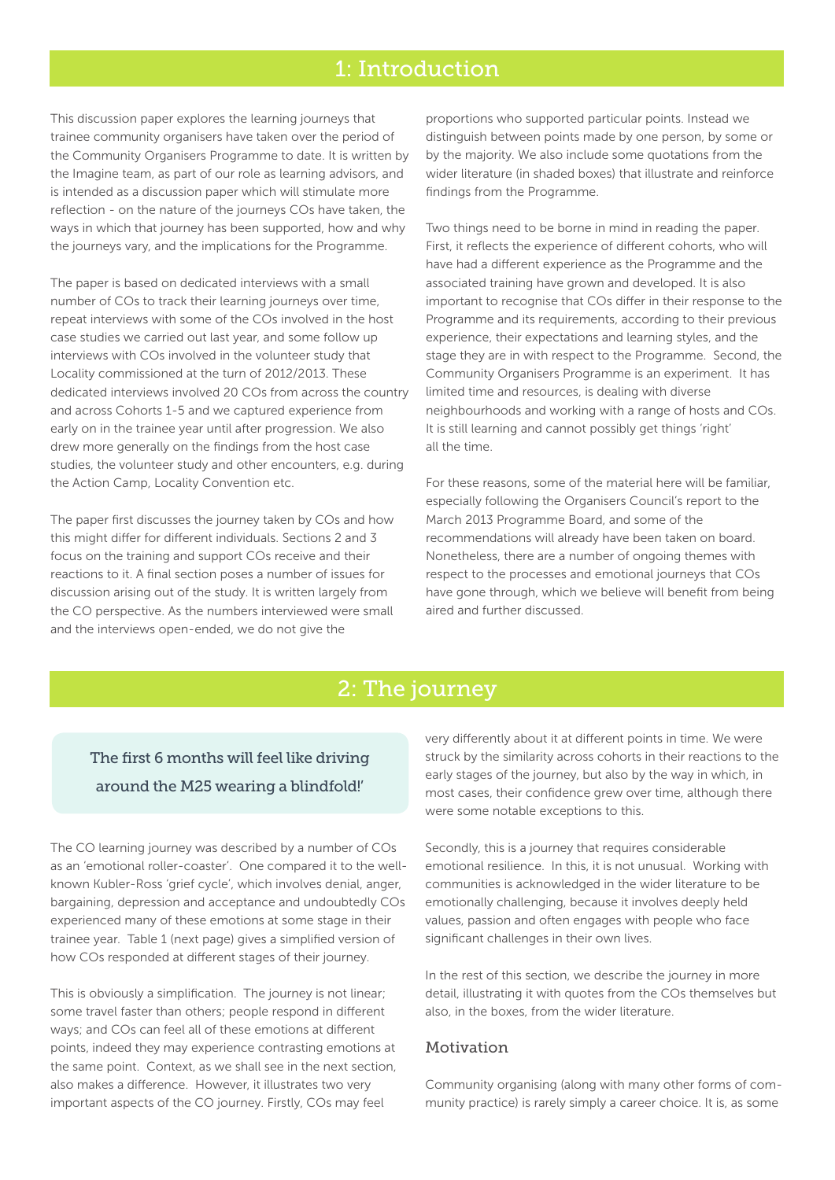# 1: Introduction

This discussion paper explores the learning journeys that trainee community organisers have taken over the period of the Community Organisers Programme to date. It is written by the Imagine team, as part of our role as learning advisors, and is intended as a discussion paper which will stimulate more reflection - on the nature of the journeys COs have taken, the ways in which that journey has been supported, how and why the journeys vary, and the implications for the Programme.

The paper is based on dedicated interviews with a small number of COs to track their learning journeys over time, repeat interviews with some of the COs involved in the host case studies we carried out last year, and some follow up interviews with COs involved in the volunteer study that Locality commissioned at the turn of 2012/2013. These dedicated interviews involved 20 COs from across the country and across Cohorts 1-5 and we captured experience from early on in the trainee year until after progression. We also drew more generally on the findings from the host case studies, the volunteer study and other encounters, e.g. during the Action Camp, Locality Convention etc.

The paper first discusses the journey taken by COs and how this might differ for different individuals. Sections 2 and 3 focus on the training and support COs receive and their reactions to it. A final section poses a number of issues for discussion arising out of the study. It is written largely from the CO perspective. As the numbers interviewed were small and the interviews open-ended, we do not give the proportions who supported particular points. Instead we distinguish between points made by one person, by some or by the majority. We also include some quotations from the wider literature (in shaded boxes) that illustrate and reinforce findings from the Programme.

Two things need to be borne in mind in reading the paper. First, it reflects the experience of different cohorts, who will have had a different experience as the Programme and the associated training have grown and developed. It is also important to recognise that COs differ in their response to the Programme and its requirements, according to their previous experience, their expectations and learning styles, and the stage they are in with respect to the Programme. Second, the Community Organisers Programme is an experiment. It has limited time and resources, is dealing with diverse neighbourhoods and working with a range of hosts and COs. It is still learning and cannot possibly get things 'right' all the time.

For these reasons, some of the material here will be familiar, especially following the Organisers Council's report to the March 2013 Programme Board, and some of the recommendations will already have been taken on board. Nonetheless, there are a number of ongoing themes with respect to the processes and emotional journeys that COs have gone through, which we believe will benefit from being aired and further discussed.

# 2: The journey

> The first 6 months will feel like driving around the M25 wearing a blindfold!'

The CO learning journey was described by a number of COs as an 'emotional roller-coaster'. One compared it to the well-known Kubler-Ross 'grief cycle', which involves denial, anger, bargaining, depression and acceptance and undoubtedly COs experienced many of these emotions at some stage in their trainee year. Table 1 (next page) gives a simplified version of how COs responded at different stages of their journey.

This is obviously a simplification. The journey is not linear; some travel faster than others; people respond in different ways; and COs can feel all of these emotions at different points, indeed they may experience contrasting emotions at the same point. Context, as we shall see in the next section, also makes a difference. However, it illustrates two very important aspects of the CO journey. Firstly, COs may feel very differently about it at different points in time. We were struck by the similarity across cohorts in their reactions to the early stages of the journey, but also by the way in which, in most cases, their confidence grew over time, although there were some notable exceptions to this.

Secondly, this is a journey that requires considerable emotional resilience. In this, it is not unusual. Working with communities is acknowledged in the wider literature to be emotionally challenging, because it involves deeply held values, passion and often engages with people who face significant challenges in their own lives.

In the rest of this section, we describe the journey in more detail, illustrating it with quotes from the COs themselves but also, in the boxes, from the wider literature.

### Motivation

Community organising (along with many other forms of community practice) is rarely simply a career choice. It is, as some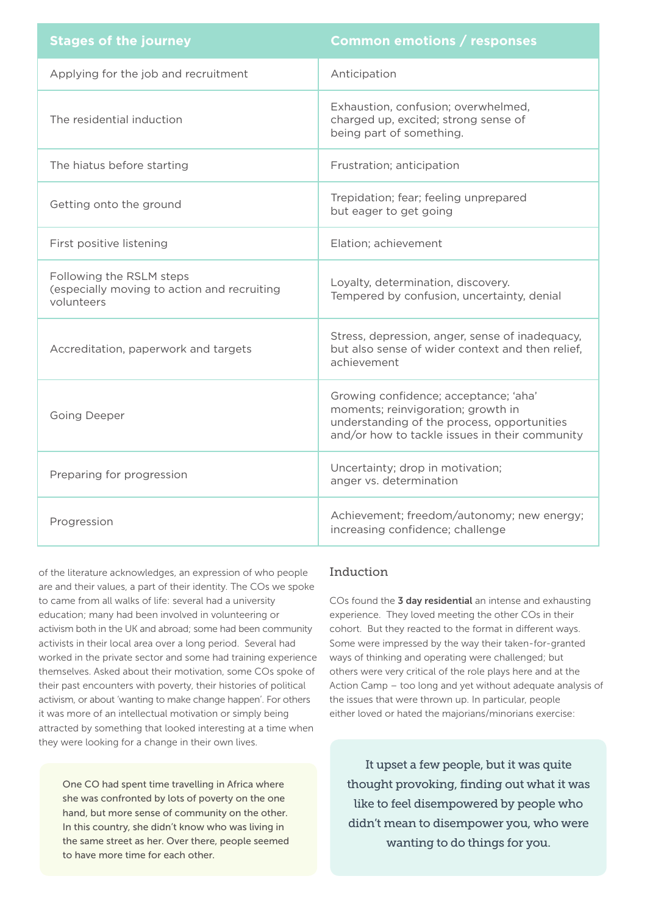| Stages of the journey | Common emotions / responses |
|---|---|
| Applying for the job and recruitment | Anticipation |
| The residential induction | Exhaustion, confusion; overwhelmed, charged up, excited; strong sense of being part of something. |
| The hiatus before starting | Frustration; anticipation |
| Getting onto the ground | Trepidation; fear; feeling unprepared but eager to get going |
| First positive listening | Elation; achievement |
| Following the RSLM steps (especially moving to action and recruiting volunteers | Loyalty, determination, discovery. Tempered by confusion, uncertainty, denial |
| Accreditation, paperwork and targets | Stress, depression, anger, sense of inadequacy, but also sense of wider context and then relief, achievement |
| Going Deeper | Growing confidence; acceptance; 'aha' moments; reinvigoration; growth in understanding of the process, opportunities and/or how to tackle issues in their community |
| Preparing for progression | Uncertainty; drop in motivation; anger vs. determination |
| Progression | Achievement; freedom/autonomy; new energy; increasing confidence; challenge |

of the literature acknowledges, an expression of who people are and their values, a part of their identity. The COs we spoke to came from all walks of life: several had a university education; many had been involved in volunteering or activism both in the UK and abroad; some had been community activists in their local area over a long period. Several had worked in the private sector and some had training experience themselves. Asked about their motivation, some COs spoke of their past encounters with poverty, their histories of political activism, or about 'wanting to make change happen'. For others it was more of an intellectual motivation or simply being attracted by something that looked interesting at a time when they were looking for a change in their own lives.

> One CO had spent time travelling in Africa where she was confronted by lots of poverty on the one hand, but more sense of community on the other. In this country, she didn't know who was living in the same street as her. Over there, people seemed to have more time for each other.

## Induction

COs found the **3 day residential** an intense and exhausting experience. They loved meeting the other COs in their cohort. But they reacted to the format in different ways. Some were impressed by the way their taken-for-granted ways of thinking and operating were challenged; but others were very critical of the role plays here and at the Action Camp – too long and yet without adequate analysis of the issues that were thrown up. In particular, people either loved or hated the majorians/minorians exercise:

> It upset a few people, but it was quite thought provoking, finding out what it was like to feel disempowered by people who didn't mean to disempower you, who were wanting to do things for you.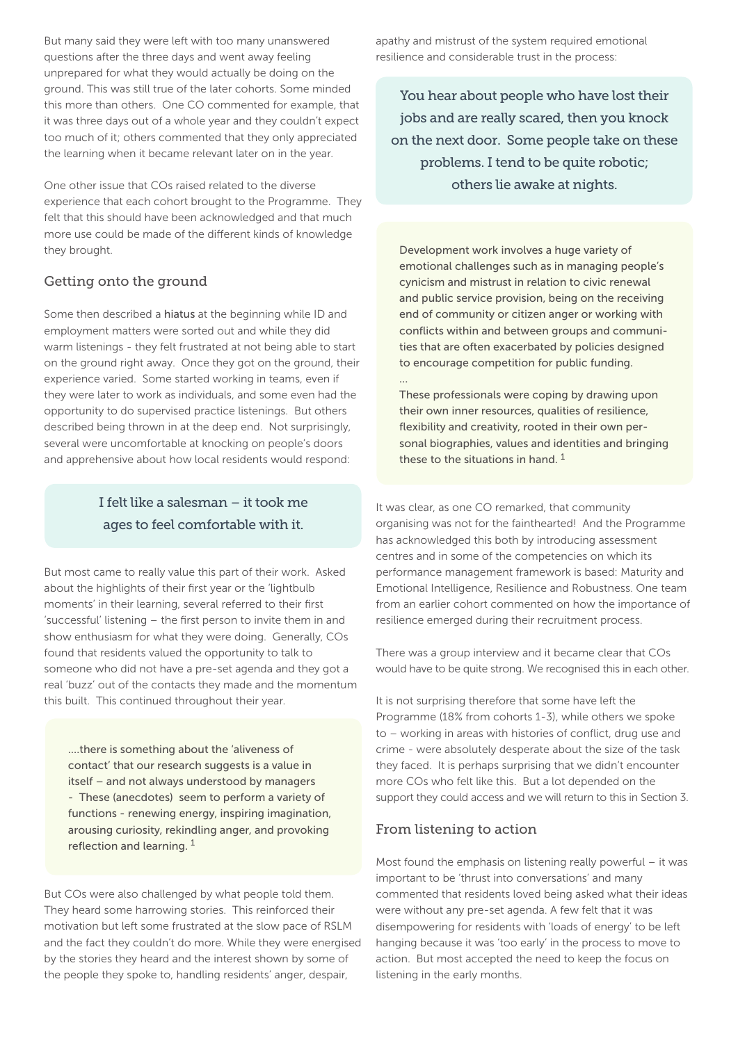But many said they were left with too many unanswered questions after the three days and went away feeling unprepared for what they would actually be doing on the ground. This was still true of the later cohorts. Some minded this more than others. One CO commented for example, that it was three days out of a whole year and they couldn't expect too much of it; others commented that they only appreciated the learning when it became relevant later on in the year.

One other issue that COs raised related to the diverse experience that each cohort brought to the Programme. They felt that this should have been acknowledged and that much more use could be made of the different kinds of knowledge they brought.

## Getting onto the ground

Some then described a hiatus at the beginning while ID and employment matters were sorted out and while they did warm listenings - they felt frustrated at not being able to start on the ground right away. Once they got on the ground, their experience varied. Some started working in teams, even if they were later to work as individuals, and some even had the opportunity to do supervised practice listenings. But others described being thrown in at the deep end. Not surprisingly, several were uncomfortable at knocking on people's doors and apprehensive about how local residents would respond:

> I felt like a salesman – it took me ages to feel comfortable with it.

But most came to really value this part of their work. Asked about the highlights of their first year or the 'lightbulb moments' in their learning, several referred to their first 'successful' listening – the first person to invite them in and show enthusiasm for what they were doing. Generally, COs found that residents valued the opportunity to talk to someone who did not have a pre-set agenda and they got a real 'buzz' out of the contacts they made and the momentum this built. This continued throughout their year.

> ....there is something about the 'aliveness of contact' that our research suggests is a value in itself – and not always understood by managers - These (anecdotes) seem to perform a variety of functions - renewing energy, inspiring imagination, arousing curiosity, rekindling anger, and provoking reflection and learning. [1]

But COs were also challenged by what people told them. They heard some harrowing stories. This reinforced their motivation but left some frustrated at the slow pace of RSLM and the fact they couldn't do more. While they were energised by the stories they heard and the interest shown by some of the people they spoke to, handling residents' anger, despair, apathy and mistrust of the system required emotional resilience and considerable trust in the process:

> You hear about people who have lost their jobs and are really scared, then you knock on the next door. Some people take on these problems. I tend to be quite robotic; others lie awake at nights.

> Development work involves a huge variety of emotional challenges such as in managing people's cynicism and mistrust in relation to civic renewal and public service provision, being on the receiving end of community or citizen anger or working with conflicts within and between groups and communities that are often exacerbated by policies designed to encourage competition for public funding.
>
> ...
>
> These professionals were coping by drawing upon their own inner resources, qualities of resilience, flexibility and creativity, rooted in their own personal biographies, values and identities and bringing these to the situations in hand. [1]

It was clear, as one CO remarked, that community organising was not for the fainthearted! And the Programme has acknowledged this both by introducing assessment centres and in some of the competencies on which its performance management framework is based: Maturity and Emotional Intelligence, Resilience and Robustness. One team from an earlier cohort commented on how the importance of resilience emerged during their recruitment process.

There was a group interview and it became clear that COs would have to be quite strong. We recognised this in each other.

It is not surprising therefore that some have left the Programme (18% from cohorts 1-3), while others we spoke to – working in areas with histories of conflict, drug use and crime - were absolutely desperate about the size of the task they faced. It is perhaps surprising that we didn't encounter more COs who felt like this. But a lot depended on the support they could access and we will return to this in Section 3.

## From listening to action

Most found the emphasis on listening really powerful – it was important to be 'thrust into conversations' and many commented that residents loved being asked what their ideas were without any pre-set agenda. A few felt that it was disempowering for residents with 'loads of energy' to be left hanging because it was 'too early' in the process to move to action. But most accepted the need to keep the focus on listening in the early months.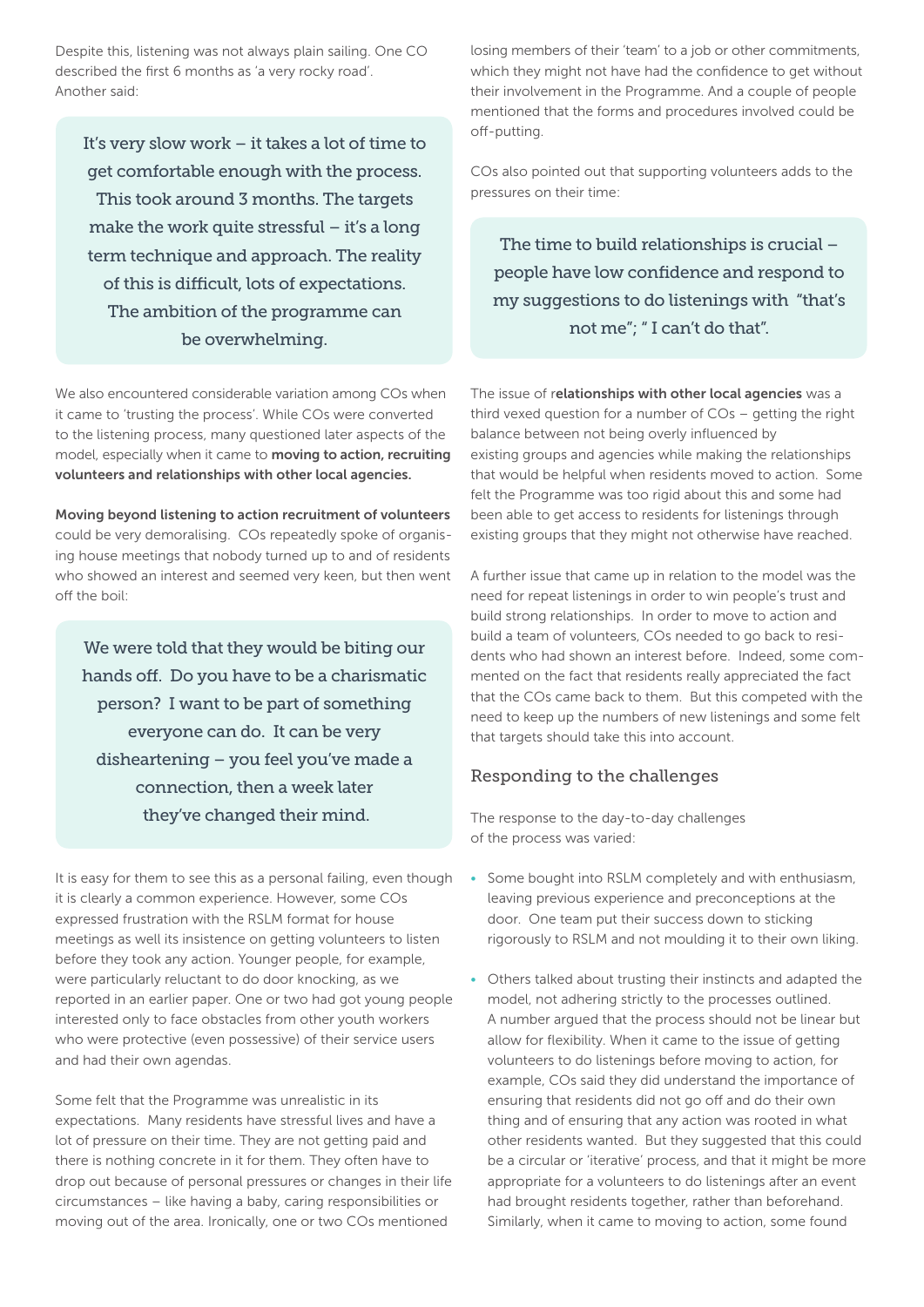Despite this, listening was not always plain sailing. One CO described the first 6 months as 'a very rocky road'. Another said:

> It's very slow work – it takes a lot of time to get comfortable enough with the process. This took around 3 months. The targets make the work quite stressful – it's a long term technique and approach. The reality of this is difficult, lots of expectations. The ambition of the programme can be overwhelming.

We also encountered considerable variation among COs when it came to 'trusting the process'. While COs were converted to the listening process, many questioned later aspects of the model, especially when it came to **moving to action, recruiting volunteers and relationships with other local agencies.**

**Moving beyond listening to action recruitment of volunteers** could be very demoralising. COs repeatedly spoke of organising house meetings that nobody turned up to and of residents who showed an interest and seemed very keen, but then went off the boil:

> We were told that they would be biting our hands off. Do you have to be a charismatic person? I want to be part of something everyone can do. It can be very disheartening – you feel you've made a connection, then a week later they've changed their mind.

It is easy for them to see this as a personal failing, even though it is clearly a common experience. However, some COs expressed frustration with the RSLM format for house meetings as well its insistence on getting volunteers to listen before they took any action. Younger people, for example, were particularly reluctant to do door knocking, as we reported in an earlier paper. One or two had got young people interested only to face obstacles from other youth workers who were protective (even possessive) of their service users and had their own agendas.

Some felt that the Programme was unrealistic in its expectations. Many residents have stressful lives and have a lot of pressure on their time. They are not getting paid and there is nothing concrete in it for them. They often have to drop out because of personal pressures or changes in their life circumstances – like having a baby, caring responsibilities or moving out of the area. Ironically, one or two COs mentioned losing members of their 'team' to a job or other commitments, which they might not have had the confidence to get without their involvement in the Programme. And a couple of people mentioned that the forms and procedures involved could be off-putting.

COs also pointed out that supporting volunteers adds to the pressures on their time:

> The time to build relationships is crucial – people have low confidence and respond to my suggestions to do listenings with "that's not me"; " I can't do that".

The issue of r**elationships with other local agencies** was a third vexed question for a number of COs – getting the right balance between not being overly influenced by existing groups and agencies while making the relationships that would be helpful when residents moved to action. Some felt the Programme was too rigid about this and some had been able to get access to residents for listenings through existing groups that they might not otherwise have reached.

A further issue that came up in relation to the model was the need for repeat listenings in order to win people's trust and build strong relationships. In order to move to action and build a team of volunteers, COs needed to go back to residents who had shown an interest before. Indeed, some commented on the fact that residents really appreciated the fact that the COs came back to them. But this competed with the need to keep up the numbers of new listenings and some felt that targets should take this into account.

## Responding to the challenges

The response to the day-to-day challenges of the process was varied:

- Some bought into RSLM completely and with enthusiasm, leaving previous experience and preconceptions at the door. One team put their success down to sticking rigorously to RSLM and not moulding it to their own liking.
- Others talked about trusting their instincts and adapted the model, not adhering strictly to the processes outlined. A number argued that the process should not be linear but allow for flexibility. When it came to the issue of getting volunteers to do listenings before moving to action, for example, COs said they did understand the importance of ensuring that residents did not go off and do their own thing and of ensuring that any action was rooted in what other residents wanted. But they suggested that this could be a circular or 'iterative' process, and that it might be more appropriate for a volunteers to do listenings after an event had brought residents together, rather than beforehand. Similarly, when it came to moving to action, some found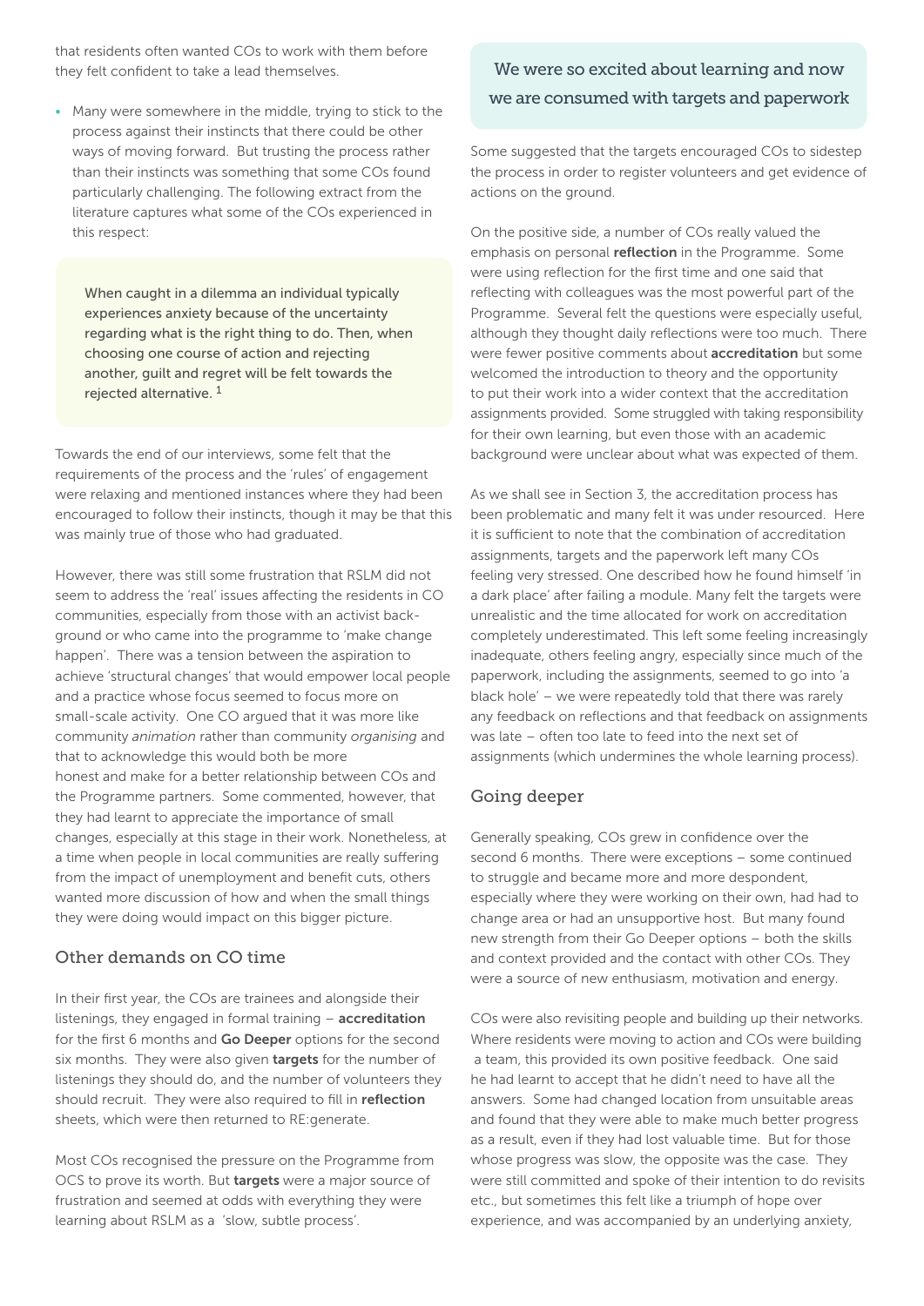that residents often wanted COs to work with them before they felt confident to take a lead themselves.

- Many were somewhere in the middle, trying to stick to the process against their instincts that there could be other ways of moving forward. But trusting the process rather than their instincts was something that some COs found particularly challenging. The following extract from the literature captures what some of the COs experienced in this respect:

> When caught in a dilemma an individual typically experiences anxiety because of the uncertainty regarding what is the right thing to do. Then, when choosing one course of action and rejecting another, guilt and regret will be felt towards the rejected alternative. [1]

Towards the end of our interviews, some felt that the requirements of the process and the 'rules' of engagement were relaxing and mentioned instances where they had been encouraged to follow their instincts, though it may be that this was mainly true of those who had graduated.

However, there was still some frustration that RSLM did not seem to address the 'real' issues affecting the residents in CO communities, especially from those with an activist background or who came into the programme to 'make change happen'. There was a tension between the aspiration to achieve 'structural changes' that would empower local people and a practice whose focus seemed to focus more on small-scale activity. One CO argued that it was more like community *animation* rather than community *organising* and that to acknowledge this would both be more honest and make for a better relationship between COs and the Programme partners. Some commented, however, that they had learnt to appreciate the importance of small changes, especially at this stage in their work. Nonetheless, at a time when people in local communities are really suffering from the impact of unemployment and benefit cuts, others wanted more discussion of how and when the small things they were doing would impact on this bigger picture.

## Other demands on CO time

In their first year, the COs are trainees and alongside their listenings, they engaged in formal training – **accreditation** for the first 6 months and **Go Deeper** options for the second six months. They were also given **targets** for the number of listenings they should do, and the number of volunteers they should recruit. They were also required to fill in **reflection** sheets, which were then returned to RE:generate.

Most COs recognised the pressure on the Programme from OCS to prove its worth. But **targets** were a major source of frustration and seemed at odds with everything they were learning about RSLM as a 'slow, subtle process'.

> We were so excited about learning and now we are consumed with targets and paperwork

Some suggested that the targets encouraged COs to sidestep the process in order to register volunteers and get evidence of actions on the ground.

On the positive side, a number of COs really valued the emphasis on personal **reflection** in the Programme. Some were using reflection for the first time and one said that reflecting with colleagues was the most powerful part of the Programme. Several felt the questions were especially useful, although they thought daily reflections were too much. There were fewer positive comments about **accreditation** but some welcomed the introduction to theory and the opportunity to put their work into a wider context that the accreditation assignments provided. Some struggled with taking responsibility for their own learning, but even those with an academic background were unclear about what was expected of them.

As we shall see in Section 3, the accreditation process has been problematic and many felt it was under resourced. Here it is sufficient to note that the combination of accreditation assignments, targets and the paperwork left many COs feeling very stressed. One described how he found himself 'in a dark place' after failing a module. Many felt the targets were unrealistic and the time allocated for work on accreditation completely underestimated. This left some feeling increasingly inadequate, others feeling angry, especially since much of the paperwork, including the assignments, seemed to go into 'a black hole' – we were repeatedly told that there was rarely any feedback on reflections and that feedback on assignments was late – often too late to feed into the next set of assignments (which undermines the whole learning process).

## Going deeper

Generally speaking, COs grew in confidence over the second 6 months. There were exceptions – some continued to struggle and became more and more despondent, especially where they were working on their own, had had to change area or had an unsupportive host. But many found new strength from their Go Deeper options – both the skills and context provided and the contact with other COs. They were a source of new enthusiasm, motivation and energy.

COs were also revisiting people and building up their networks. Where residents were moving to action and COs were building a team, this provided its own positive feedback. One said he had learnt to accept that he didn't need to have all the answers. Some had changed location from unsuitable areas and found that they were able to make much better progress as a result, even if they had lost valuable time. But for those whose progress was slow, the opposite was the case. They were still committed and spoke of their intention to do revisits etc., but sometimes this felt like a triumph of hope over experience, and was accompanied by an underlying anxiety,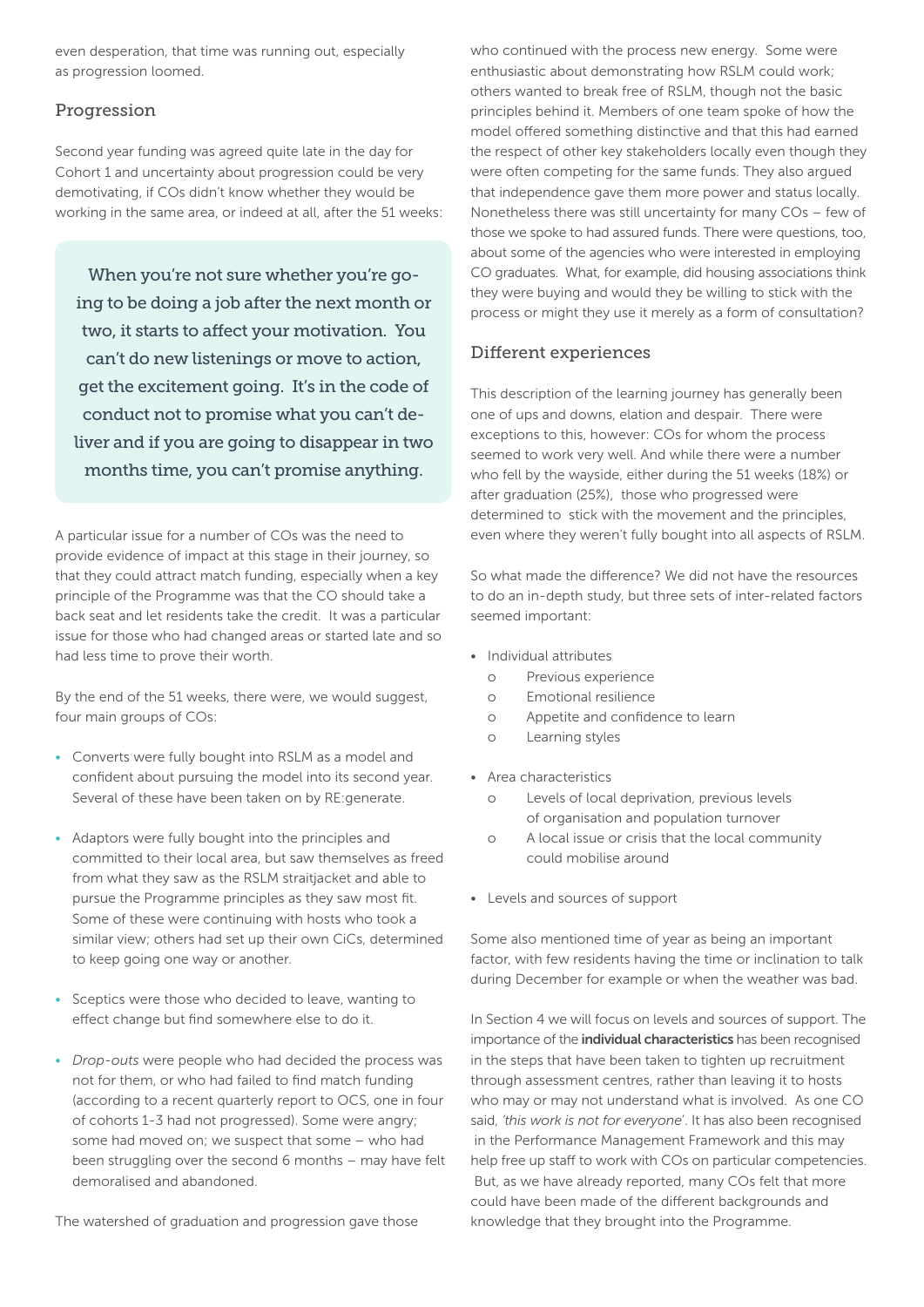even desperation, that time was running out, especially as progression loomed.

## Progression

Second year funding was agreed quite late in the day for Cohort 1 and uncertainty about progression could be very demotivating, if COs didn't know whether they would be working in the same area, or indeed at all, after the 51 weeks:

> When you're not sure whether you're going to be doing a job after the next month or two, it starts to affect your motivation. You can't do new listenings or move to action, get the excitement going. It's in the code of conduct not to promise what you can't deliver and if you are going to disappear in two months time, you can't promise anything.

A particular issue for a number of COs was the need to provide evidence of impact at this stage in their journey, so that they could attract match funding, especially when a key principle of the Programme was that the CO should take a back seat and let residents take the credit. It was a particular issue for those who had changed areas or started late and so had less time to prove their worth.

By the end of the 51 weeks, there were, we would suggest, four main groups of COs:

- Converts were fully bought into RSLM as a model and confident about pursuing the model into its second year. Several of these have been taken on by RE:generate.
- Adaptors were fully bought into the principles and committed to their local area, but saw themselves as freed from what they saw as the RSLM straitjacket and able to pursue the Programme principles as they saw most fit. Some of these were continuing with hosts who took a similar view; others had set up their own CiCs, determined to keep going one way or another.
- Sceptics were those who decided to leave, wanting to effect change but find somewhere else to do it.
- *Drop-outs* were people who had decided the process was not for them, or who had failed to find match funding (according to a recent quarterly report to OCS, one in four of cohorts 1-3 had not progressed). Some were angry; some had moved on; we suspect that some – who had been struggling over the second 6 months – may have felt demoralised and abandoned.

The watershed of graduation and progression gave those who continued with the process new energy. Some were enthusiastic about demonstrating how RSLM could work; others wanted to break free of RSLM, though not the basic principles behind it. Members of one team spoke of how the model offered something distinctive and that this had earned the respect of other key stakeholders locally even though they were often competing for the same funds. They also argued that independence gave them more power and status locally. Nonetheless there was still uncertainty for many COs – few of those we spoke to had assured funds. There were questions, too, about some of the agencies who were interested in employing CO graduates. What, for example, did housing associations think they were buying and would they be willing to stick with the process or might they use it merely as a form of consultation?

## Different experiences

This description of the learning journey has generally been one of ups and downs, elation and despair. There were exceptions to this, however: COs for whom the process seemed to work very well. And while there were a number who fell by the wayside, either during the 51 weeks (18%) or after graduation (25%), those who progressed were determined to stick with the movement and the principles, even where they weren't fully bought into all aspects of RSLM.

So what made the difference? We did not have the resources to do an in-depth study, but three sets of inter-related factors seemed important:

- Individual attributes
  - Previous experience
  - Emotional resilience
  - Appetite and confidence to learn
  - Learning styles
- Area characteristics
  - Levels of local deprivation, previous levels of organisation and population turnover
  - A local issue or crisis that the local community could mobilise around
- Levels and sources of support

Some also mentioned time of year as being an important factor, with few residents having the time or inclination to talk during December for example or when the weather was bad.

In Section 4 we will focus on levels and sources of support. The importance of the **individual characteristics** has been recognised in the steps that have been taken to tighten up recruitment through assessment centres, rather than leaving it to hosts who may or may not understand what is involved. As one CO said, *'this work is not for everyone'*. It has also been recognised in the Performance Management Framework and this may help free up staff to work with COs on particular competencies. But, as we have already reported, many COs felt that more could have been made of the different backgrounds and knowledge that they brought into the Programme.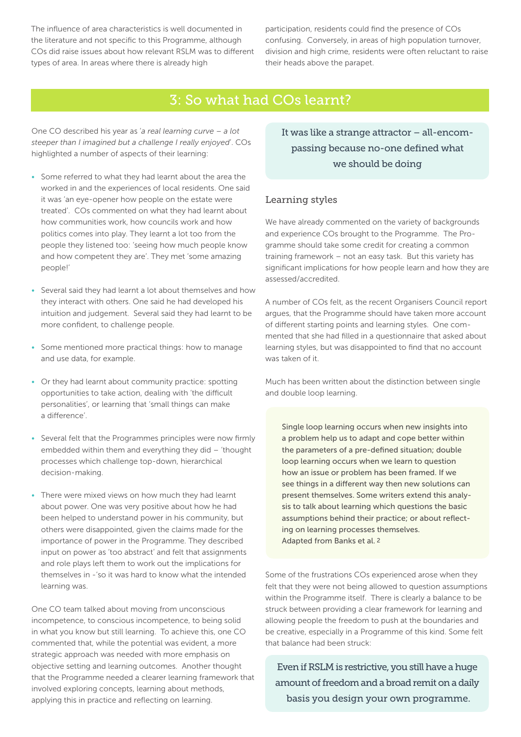The influence of area characteristics is well documented in the literature and not specific to this Programme, although COs did raise issues about how relevant RSLM was to different types of area. In areas where there is already high participation, residents could find the presence of COs confusing. Conversely, in areas of high population turnover, division and high crime, residents were often reluctant to raise their heads above the parapet.

## 3: So what had COs learnt?

One CO described his year as '*a real learning curve – a lot steeper than I imagined but a challenge I really enjoyed*'. COs highlighted a number of aspects of their learning:

- Some referred to what they had learnt about the area the worked in and the experiences of local residents. One said it was 'an eye-opener how people on the estate were treated'. COs commented on what they had learnt about how communities work, how councils work and how politics comes into play. They learnt a lot too from the people they listened too: 'seeing how much people know and how competent they are'. They met 'some amazing people!'
- Several said they had learnt a lot about themselves and how they interact with others. One said he had developed his intuition and judgement. Several said they had learnt to be more confident, to challenge people.
- Some mentioned more practical things: how to manage and use data, for example.
- Or they had learnt about community practice: spotting opportunities to take action, dealing with 'the difficult personalities', or learning that 'small things can make a difference'.
- Several felt that the Programmes principles were now firmly embedded within them and everything they did – 'thought processes which challenge top-down, hierarchical decision-making.
- There were mixed views on how much they had learnt about power. One was very positive about how he had been helped to understand power in his community, but others were disappointed, given the claims made for the importance of power in the Programme. They described input on power as 'too abstract' and felt that assignments and role plays left them to work out the implications for themselves in -'so it was hard to know what the intended learning was.

One CO team talked about moving from unconscious incompetence, to conscious incompetence, to being solid in what you know but still learning. To achieve this, one CO commented that, while the potential was evident, a more strategic approach was needed with more emphasis on objective setting and learning outcomes. Another thought that the Programme needed a clearer learning framework that involved exploring concepts, learning about methods, applying this in practice and reflecting on learning.

> It was like a strange attractor – all-encompassing because no-one defined what we should be doing

### Learning styles

We have already commented on the variety of backgrounds and experience COs brought to the Programme. The Programme should take some credit for creating a common training framework – not an easy task. But this variety has significant implications for how people learn and how they are assessed/accredited.

A number of COs felt, as the recent Organisers Council report argues, that the Programme should have taken more account of different starting points and learning styles. One commented that she had filled in a questionnaire that asked about learning styles, but was disappointed to find that no account was taken of it.

Much has been written about the distinction between single and double loop learning.

> Single loop learning occurs when new insights into a problem help us to adapt and cope better within the parameters of a pre-defined situation; double loop learning occurs when we learn to question how an issue or problem has been framed. If we see things in a different way then new solutions can present themselves. Some writers extend this analysis to talk about learning which questions the basic assumptions behind their practice; or about reflecting on learning processes themselves.
> Adapted from Banks et al. [2]

Some of the frustrations COs experienced arose when they felt that they were not being allowed to question assumptions within the Programme itself. There is clearly a balance to be struck between providing a clear framework for learning and allowing people the freedom to push at the boundaries and be creative, especially in a Programme of this kind. Some felt that balance had been struck:

> Even if RSLM is restrictive, you still have a huge amount of freedom and a broad remit on a daily basis you design your own programme.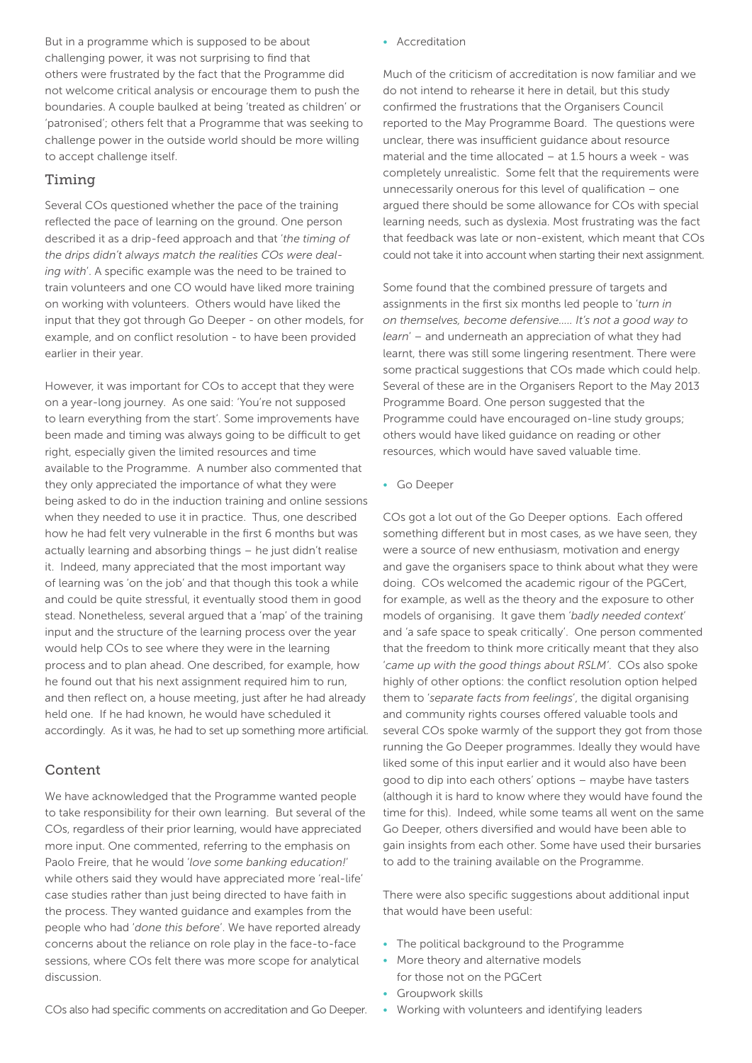But in a programme which is supposed to be about challenging power, it was not surprising to find that others were frustrated by the fact that the Programme did not welcome critical analysis or encourage them to push the boundaries. A couple baulked at being 'treated as children' or 'patronised'; others felt that a Programme that was seeking to challenge power in the outside world should be more willing to accept challenge itself.

## Timing

Several COs questioned whether the pace of the training reflected the pace of learning on the ground. One person described it as a drip-feed approach and that '*the timing of the drips didn't always match the realities COs were dealing with*'. A specific example was the need to be trained to train volunteers and one CO would have liked more training on working with volunteers. Others would have liked the input that they got through Go Deeper - on other models, for example, and on conflict resolution - to have been provided earlier in their year.

However, it was important for COs to accept that they were on a year-long journey. As one said: 'You're not supposed to learn everything from the start'. Some improvements have been made and timing was always going to be difficult to get right, especially given the limited resources and time available to the Programme. A number also commented that they only appreciated the importance of what they were being asked to do in the induction training and online sessions when they needed to use it in practice. Thus, one described how he had felt very vulnerable in the first 6 months but was actually learning and absorbing things – he just didn't realise it. Indeed, many appreciated that the most important way of learning was 'on the job' and that though this took a while and could be quite stressful, it eventually stood them in good stead. Nonetheless, several argued that a 'map' of the training input and the structure of the learning process over the year would help COs to see where they were in the learning process and to plan ahead. One described, for example, how he found out that his next assignment required him to run, and then reflect on, a house meeting, just after he had already held one. If he had known, he would have scheduled it accordingly. As it was, he had to set up something more artificial.

## Content

We have acknowledged that the Programme wanted people to take responsibility for their own learning. But several of the COs, regardless of their prior learning, would have appreciated more input. One commented, referring to the emphasis on Paolo Freire, that he would '*love some banking education!*' while others said they would have appreciated more 'real-life' case studies rather than just being directed to have faith in the process. They wanted guidance and examples from the people who had '*done this before*'. We have reported already concerns about the reliance on role play in the face-to-face sessions, where COs felt there was more scope for analytical discussion.

COs also had specific comments on accreditation and Go Deeper.

- Accreditation

Much of the criticism of accreditation is now familiar and we do not intend to rehearse it here in detail, but this study confirmed the frustrations that the Organisers Council reported to the May Programme Board. The questions were unclear, there was insufficient guidance about resource material and the time allocated – at 1.5 hours a week - was completely unrealistic. Some felt that the requirements were unnecessarily onerous for this level of qualification – one argued there should be some allowance for COs with special learning needs, such as dyslexia. Most frustrating was the fact that feedback was late or non-existent, which meant that COs could not take it into account when starting their next assignment.

Some found that the combined pressure of targets and assignments in the first six months led people to '*turn in on themselves, become defensive..... It's not a good way to learn*' – and underneath an appreciation of what they had learnt, there was still some lingering resentment. There were some practical suggestions that COs made which could help. Several of these are in the Organisers Report to the May 2013 Programme Board. One person suggested that the Programme could have encouraged on-line study groups; others would have liked guidance on reading or other resources, which would have saved valuable time.

- Go Deeper

COs got a lot out of the Go Deeper options. Each offered something different but in most cases, as we have seen, they were a source of new enthusiasm, motivation and energy and gave the organisers space to think about what they were doing. COs welcomed the academic rigour of the PGCert, for example, as well as the theory and the exposure to other models of organising. It gave them '*badly needed context*' and 'a safe space to speak critically'. One person commented that the freedom to think more critically meant that they also '*came up with the good things about RSLM*'. COs also spoke highly of other options: the conflict resolution option helped them to '*separate facts from feelings*', the digital organising and community rights courses offered valuable tools and several COs spoke warmly of the support they got from those running the Go Deeper programmes. Ideally they would have liked some of this input earlier and it would also have been good to dip into each others' options – maybe have tasters (although it is hard to know where they would have found the time for this). Indeed, while some teams all went on the same Go Deeper, others diversified and would have been able to gain insights from each other. Some have used their bursaries to add to the training available on the Programme.

There were also specific suggestions about additional input that would have been useful:

- The political background to the Programme
- More theory and alternative models for those not on the PGCert
- Groupwork skills
- Working with volunteers and identifying leaders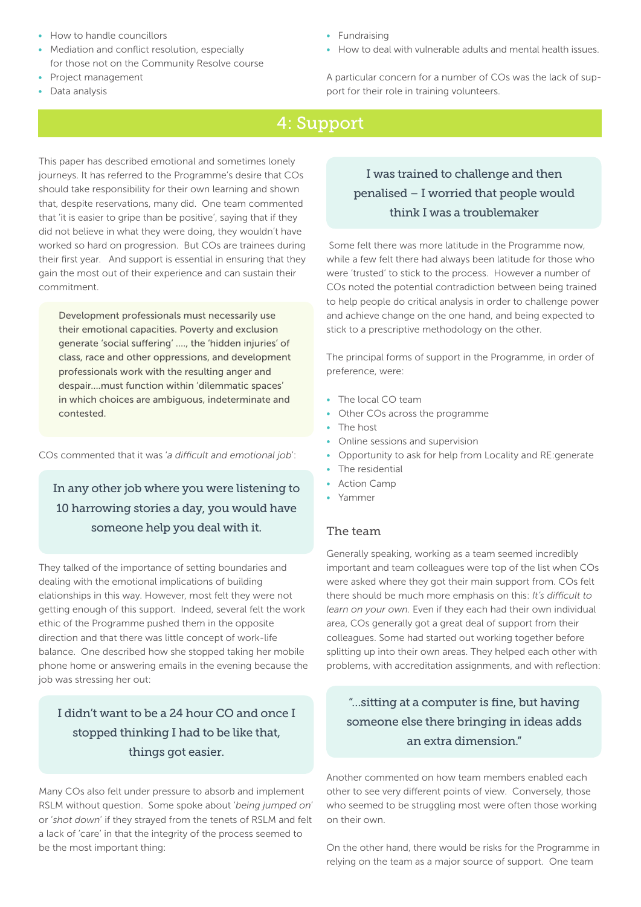- How to handle councillors
- Mediation and conflict resolution, especially for those not on the Community Resolve course
- Project management
- Data analysis
- Fundraising
- How to deal with vulnerable adults and mental health issues.

A particular concern for a number of COs was the lack of support for their role in training volunteers.

## 4: Support

This paper has described emotional and sometimes lonely journeys. It has referred to the Programme's desire that COs should take responsibility for their own learning and shown that, despite reservations, many did. One team commented that 'it is easier to gripe than be positive', saying that if they did not believe in what they were doing, they wouldn't have worked so hard on progression. But COs are trainees during their first year. And support is essential in ensuring that they gain the most out of their experience and can sustain their commitment.

> Development professionals must necessarily use their emotional capacities. Poverty and exclusion generate 'social suffering' ...., the 'hidden injuries' of class, race and other oppressions, and development professionals work with the resulting anger and despair....must function within 'dilemmatic spaces' in which choices are ambiguous, indeterminate and contested.

COs commented that it was '*a difficult and emotional job*':

> In any other job where you were listening to 10 harrowing stories a day, you would have someone help you deal with it.

They talked of the importance of setting boundaries and dealing with the emotional implications of building relationships in this way. However, most felt they were not getting enough of this support. Indeed, several felt the work ethic of the Programme pushed them in the opposite direction and that there was little concept of work-life balance. One described how she stopped taking her mobile phone home or answering emails in the evening because the job was stressing her out:

> I didn't want to be a 24 hour CO and once I stopped thinking I had to be like that, things got easier.

Many COs also felt under pressure to absorb and implement RSLM without question. Some spoke about '*being jumped on*' or '*shot down*' if they strayed from the tenets of RSLM and felt a lack of 'care' in that the integrity of the process seemed to be the most important thing:

> I was trained to challenge and then penalised – I worried that people would think I was a troublemaker

Some felt there was more latitude in the Programme now, while a few felt there had always been latitude for those who were 'trusted' to stick to the process. However a number of COs noted the potential contradiction between being trained to help people do critical analysis in order to challenge power and achieve change on the one hand, and being expected to stick to a prescriptive methodology on the other.

The principal forms of support in the Programme, in order of preference, were:

- The local CO team
- Other COs across the programme
- The host
- Online sessions and supervision
- Opportunity to ask for help from Locality and RE:generate
- The residential
- Action Camp
- Yammer

### The team

Generally speaking, working as a team seemed incredibly important and team colleagues were top of the list when COs were asked where they got their main support from. COs felt there should be much more emphasis on this: *It's difficult to learn on your own.* Even if they each had their own individual area, COs generally got a great deal of support from their colleagues. Some had started out working together before splitting up into their own areas. They helped each other with problems, with accreditation assignments, and with reflection:

> "...sitting at a computer is fine, but having someone else there bringing in ideas adds an extra dimension."

Another commented on how team members enabled each other to see very different points of view. Conversely, those who seemed to be struggling most were often those working on their own.

On the other hand, there would be risks for the Programme in relying on the team as a major source of support. One team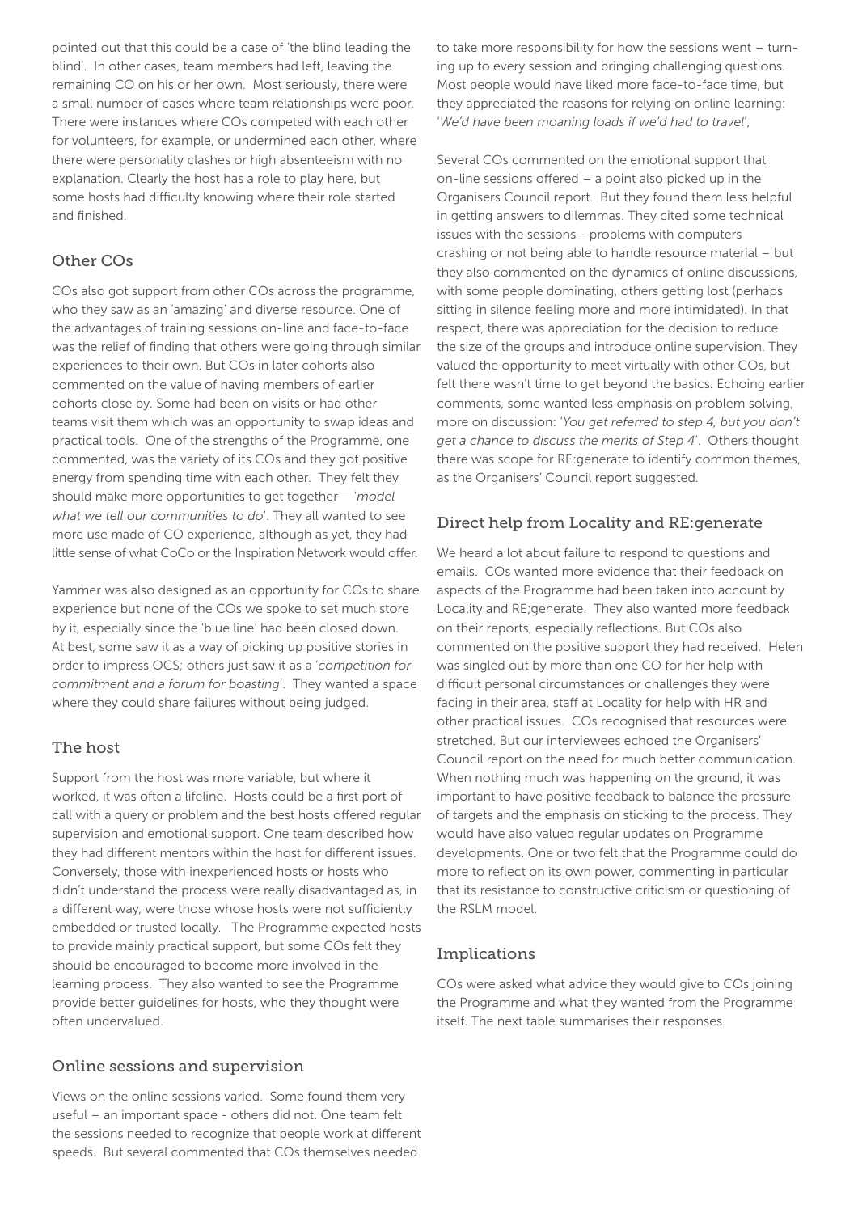pointed out that this could be a case of 'the blind leading the blind'. In other cases, team members had left, leaving the remaining CO on his or her own. Most seriously, there were a small number of cases where team relationships were poor. There were instances where COs competed with each other for volunteers, for example, or undermined each other, where there were personality clashes or high absenteeism with no explanation. Clearly the host has a role to play here, but some hosts had difficulty knowing where their role started and finished.

## Other COs

COs also got support from other COs across the programme, who they saw as an 'amazing' and diverse resource. One of the advantages of training sessions on-line and face-to-face was the relief of finding that others were going through similar experiences to their own. But COs in later cohorts also commented on the value of having members of earlier cohorts close by. Some had been on visits or had other teams visit them which was an opportunity to swap ideas and practical tools. One of the strengths of the Programme, one commented, was the variety of its COs and they got positive energy from spending time with each other. They felt they should make more opportunities to get together – '*model what we tell our communities to do*'. They all wanted to see more use made of CO experience, although as yet, they had little sense of what CoCo or the Inspiration Network would offer.

Yammer was also designed as an opportunity for COs to share experience but none of the COs we spoke to set much store by it, especially since the 'blue line' had been closed down. At best, some saw it as a way of picking up positive stories in order to impress OCS; others just saw it as a '*competition for commitment and a forum for boasting*'. They wanted a space where they could share failures without being judged.

## The host

Support from the host was more variable, but where it worked, it was often a lifeline. Hosts could be a first port of call with a query or problem and the best hosts offered regular supervision and emotional support. One team described how they had different mentors within the host for different issues. Conversely, those with inexperienced hosts or hosts who didn't understand the process were really disadvantaged as, in a different way, were those whose hosts were not sufficiently embedded or trusted locally. The Programme expected hosts to provide mainly practical support, but some COs felt they should be encouraged to become more involved in the learning process. They also wanted to see the Programme provide better guidelines for hosts, who they thought were often undervalued.

## Online sessions and supervision

Views on the online sessions varied. Some found them very useful – an important space - others did not. One team felt the sessions needed to recognize that people work at different speeds. But several commented that COs themselves needed to take more responsibility for how the sessions went – turning up to every session and bringing challenging questions. Most people would have liked more face-to-face time, but they appreciated the reasons for relying on online learning: '*We'd have been moaning loads if we'd had to travel*',

Several COs commented on the emotional support that on-line sessions offered – a point also picked up in the Organisers Council report. But they found them less helpful in getting answers to dilemmas. They cited some technical issues with the sessions - problems with computers crashing or not being able to handle resource material – but they also commented on the dynamics of online discussions, with some people dominating, others getting lost (perhaps sitting in silence feeling more and more intimidated). In that respect, there was appreciation for the decision to reduce the size of the groups and introduce online supervision. They valued the opportunity to meet virtually with other COs, but felt there wasn't time to get beyond the basics. Echoing earlier comments, some wanted less emphasis on problem solving, more on discussion: '*You get referred to step 4, but you don't get a chance to discuss the merits of Step 4*'. Others thought there was scope for RE:generate to identify common themes, as the Organisers' Council report suggested.

## Direct help from Locality and RE:generate

We heard a lot about failure to respond to questions and emails. COs wanted more evidence that their feedback on aspects of the Programme had been taken into account by Locality and RE;generate. They also wanted more feedback on their reports, especially reflections. But COs also commented on the positive support they had received. Helen was singled out by more than one CO for her help with difficult personal circumstances or challenges they were facing in their area, staff at Locality for help with HR and other practical issues. COs recognised that resources were stretched. But our interviewees echoed the Organisers' Council report on the need for much better communication. When nothing much was happening on the ground, it was important to have positive feedback to balance the pressure of targets and the emphasis on sticking to the process. They would have also valued regular updates on Programme developments. One or two felt that the Programme could do more to reflect on its own power, commenting in particular that its resistance to constructive criticism or questioning of the RSLM model.

## Implications

COs were asked what advice they would give to COs joining the Programme and what they wanted from the Programme itself. The next table summarises their responses.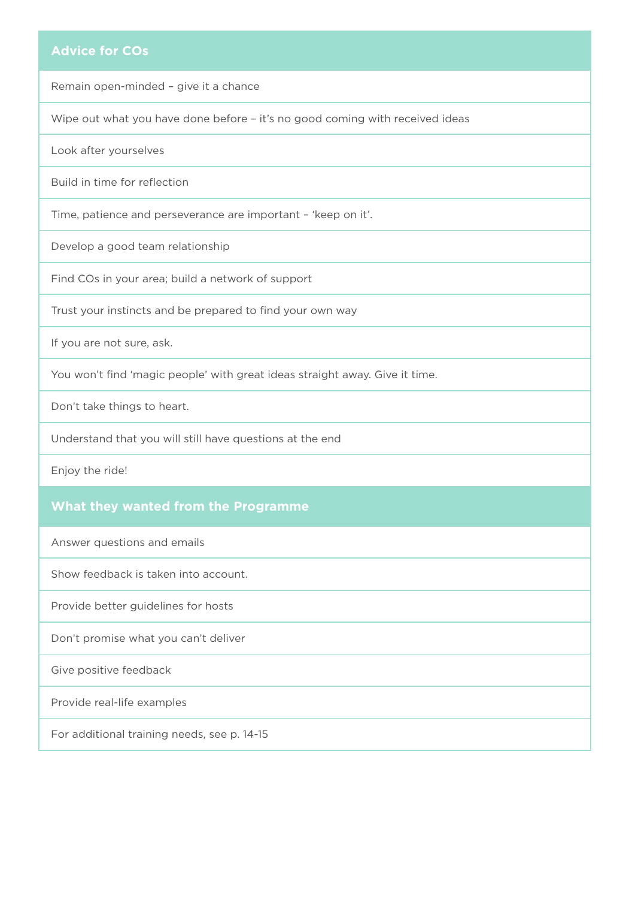| Advice for COs |
| --- |
| Remain open-minded – give it a chance |
| Wipe out what you have done before – it's no good coming with received ideas |
| Look after yourselves |
| Build in time for reflection |
| Time, patience and perseverance are important – 'keep on it'. |
| Develop a good team relationship |
| Find COs in your area; build a network of support |
| Trust your instincts and be prepared to find your own way |
| If you are not sure, ask. |
| You won't find 'magic people' with great ideas straight away. Give it time. |
| Don't take things to heart. |
| Understand that you will still have questions at the end |
| Enjoy the ride! |

| What they wanted from the Programme |
| --- |
| Answer questions and emails |
| Show feedback is taken into account. |
| Provide better guidelines for hosts |
| Don't promise what you can't deliver |
| Give positive feedback |
| Provide real-life examples |
| For additional training needs, see p. 14-15 |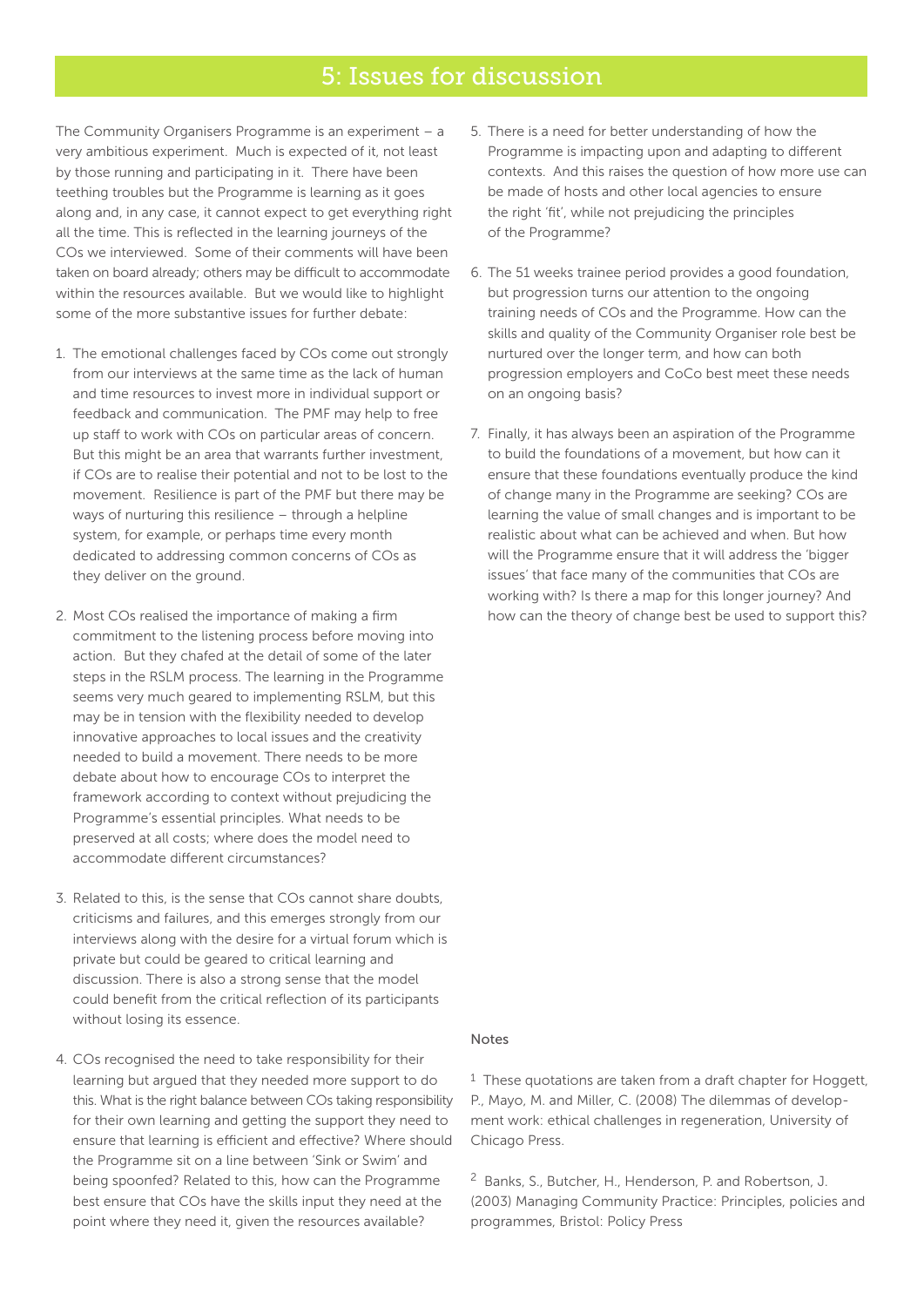# 5: Issues for discussion

The Community Organisers Programme is an experiment – a very ambitious experiment. Much is expected of it, not least by those running and participating in it. There have been teething troubles but the Programme is learning as it goes along and, in any case, it cannot expect to get everything right all the time. This is reflected in the learning journeys of the COs we interviewed. Some of their comments will have been taken on board already; others may be difficult to accommodate within the resources available. But we would like to highlight some of the more substantive issues for further debate:

1. The emotional challenges faced by COs come out strongly from our interviews at the same time as the lack of human and time resources to invest more in individual support or feedback and communication. The PMF may help to free up staff to work with COs on particular areas of concern. But this might be an area that warrants further investment, if COs are to realise their potential and not to be lost to the movement. Resilience is part of the PMF but there may be ways of nurturing this resilience – through a helpline system, for example, or perhaps time every month dedicated to addressing common concerns of COs as they deliver on the ground.

2. Most COs realised the importance of making a firm commitment to the listening process before moving into action. But they chafed at the detail of some of the later steps in the RSLM process. The learning in the Programme seems very much geared to implementing RSLM, but this may be in tension with the flexibility needed to develop innovative approaches to local issues and the creativity needed to build a movement. There needs to be more debate about how to encourage COs to interpret the framework according to context without prejudicing the Programme's essential principles. What needs to be preserved at all costs; where does the model need to accommodate different circumstances?

3. Related to this, is the sense that COs cannot share doubts, criticisms and failures, and this emerges strongly from our interviews along with the desire for a virtual forum which is private but could be geared to critical learning and discussion. There is also a strong sense that the model could benefit from the critical reflection of its participants without losing its essence.

4. COs recognised the need to take responsibility for their learning but argued that they needed more support to do this. What is the right balance between COs taking responsibility for their own learning and getting the support they need to ensure that learning is efficient and effective? Where should the Programme sit on a line between 'Sink or Swim' and being spoonfed? Related to this, how can the Programme best ensure that COs have the skills input they need at the point where they need it, given the resources available?

5. There is a need for better understanding of how the Programme is impacting upon and adapting to different contexts. And this raises the question of how more use can be made of hosts and other local agencies to ensure the right 'fit', while not prejudicing the principles of the Programme?

6. The 51 weeks trainee period provides a good foundation, but progression turns our attention to the ongoing training needs of COs and the Programme. How can the skills and quality of the Community Organiser role best be nurtured over the longer term, and how can both progression employers and CoCo best meet these needs on an ongoing basis?

7. Finally, it has always been an aspiration of the Programme to build the foundations of a movement, but how can it ensure that these foundations eventually produce the kind of change many in the Programme are seeking? COs are learning the value of small changes and is important to be realistic about what can be achieved and when. But how will the Programme ensure that it will address the 'bigger issues' that face many of the communities that COs are working with? Is there a map for this longer journey? And how can the theory of change best be used to support this?

Notes

[1] These quotations are taken from a draft chapter for Hoggett, P., Mayo, M. and Miller, C. (2008) The dilemmas of development work: ethical challenges in regeneration, University of Chicago Press.

[2] Banks, S., Butcher, H., Henderson, P. and Robertson, J. (2003) Managing Community Practice: Principles, policies and programmes, Bristol: Policy Press